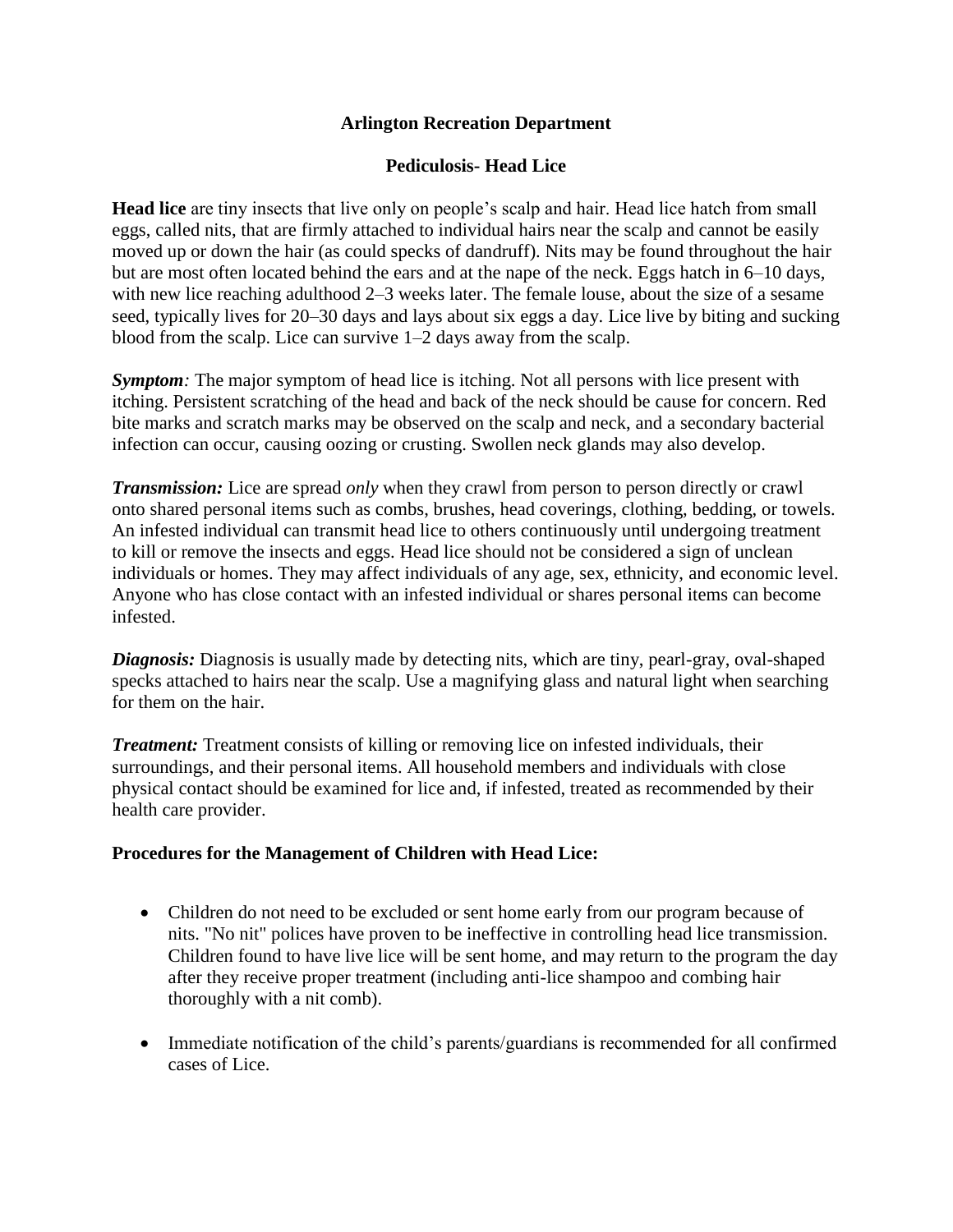# Arlington Recreation Department

## Pediculosis- Head Lice

**Head lice** are tiny insects that live only on people's scalp and hair. Head lice hatch from small eggs, called nits, that are firmly attached to individual hairs near the scalp and cannot be easily moved up or down the hair (as could specks of dandruff). Nits may be found throughout the hair but are most often located behind the ears and at the nape of the neck. Eggs hatch in 6–10 days, with new lice reaching adulthood 2–3 weeks later. The female louse, about the size of a sesame seed, typically lives for 20–30 days and lays about six eggs a day. Lice live by biting and sucking blood from the scalp. Lice can survive 1–2 days away from the scalp.

***Symptom****:* The major symptom of head lice is itching. Not all persons with lice present with itching. Persistent scratching of the head and back of the neck should be cause for concern. Red bite marks and scratch marks may be observed on the scalp and neck, and a secondary bacterial infection can occur, causing oozing or crusting. Swollen neck glands may also develop.

***Transmission:*** Lice are spread *only* when they crawl from person to person directly or crawl onto shared personal items such as combs, brushes, head coverings, clothing, bedding, or towels. An infested individual can transmit head lice to others continuously until undergoing treatment to kill or remove the insects and eggs. Head lice should not be considered a sign of unclean individuals or homes. They may affect individuals of any age, sex, ethnicity, and economic level. Anyone who has close contact with an infested individual or shares personal items can become infested.

***Diagnosis:*** Diagnosis is usually made by detecting nits, which are tiny, pearl-gray, oval-shaped specks attached to hairs near the scalp. Use a magnifying glass and natural light when searching for them on the hair.

***Treatment:*** Treatment consists of killing or removing lice on infested individuals, their surroundings, and their personal items. All household members and individuals with close physical contact should be examined for lice and, if infested, treated as recommended by their health care provider.

**Procedures for the Management of Children with Head Lice:**

- Children do not need to be excluded or sent home early from our program because of nits. "No nit" polices have proven to be ineffective in controlling head lice transmission. Children found to have live lice will be sent home, and may return to the program the day after they receive proper treatment (including anti-lice shampoo and combing hair thoroughly with a nit comb).

- Immediate notification of the child's parents/guardians is recommended for all confirmed cases of Lice.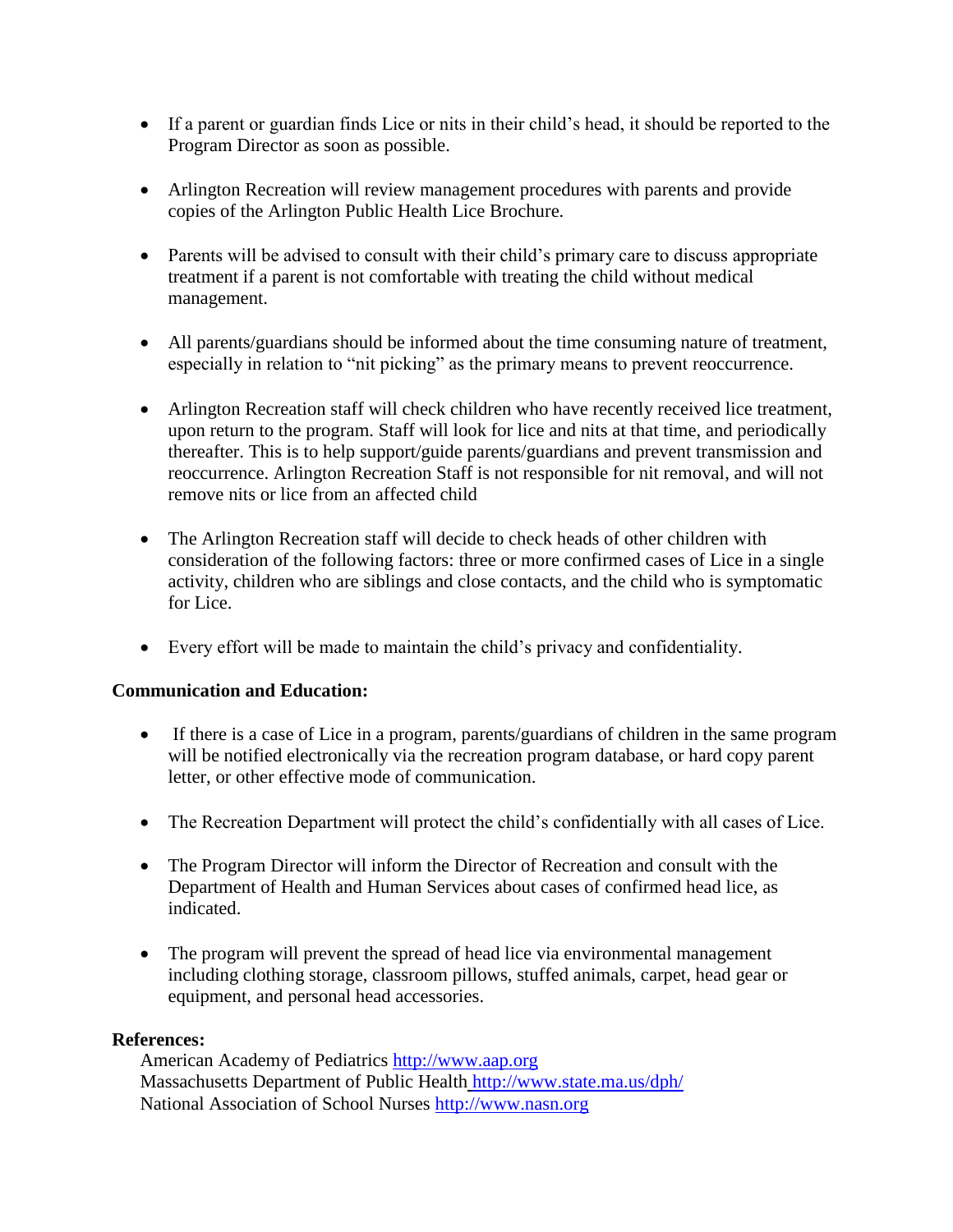- If a parent or guardian finds Lice or nits in their child's head, it should be reported to the Program Director as soon as possible.

- Arlington Recreation will review management procedures with parents and provide copies of the Arlington Public Health Lice Brochure.

- Parents will be advised to consult with their child's primary care to discuss appropriate treatment if a parent is not comfortable with treating the child without medical management.

- All parents/guardians should be informed about the time consuming nature of treatment, especially in relation to "nit picking" as the primary means to prevent reoccurrence.

- Arlington Recreation staff will check children who have recently received lice treatment, upon return to the program. Staff will look for lice and nits at that time, and periodically thereafter. This is to help support/guide parents/guardians and prevent transmission and reoccurrence. Arlington Recreation Staff is not responsible for nit removal, and will not remove nits or lice from an affected child

- The Arlington Recreation staff will decide to check heads of other children with consideration of the following factors: three or more confirmed cases of Lice in a single activity, children who are siblings and close contacts, and the child who is symptomatic for Lice.

- Every effort will be made to maintain the child's privacy and confidentiality.

**Communication and Education:**

- If there is a case of Lice in a program, parents/guardians of children in the same program will be notified electronically via the recreation program database, or hard copy parent letter, or other effective mode of communication.

- The Recreation Department will protect the child's confidentially with all cases of Lice.

- The Program Director will inform the Director of Recreation and consult with the Department of Health and Human Services about cases of confirmed head lice, as indicated.

- The program will prevent the spread of head lice via environmental management including clothing storage, classroom pillows, stuffed animals, carpet, head gear or equipment, and personal head accessories.

**References:**

American Academy of Pediatrics http://www.aap.org
Massachusetts Department of Public Health http://www.state.ma.us/dph/
National Association of School Nurses http://www.nasn.org